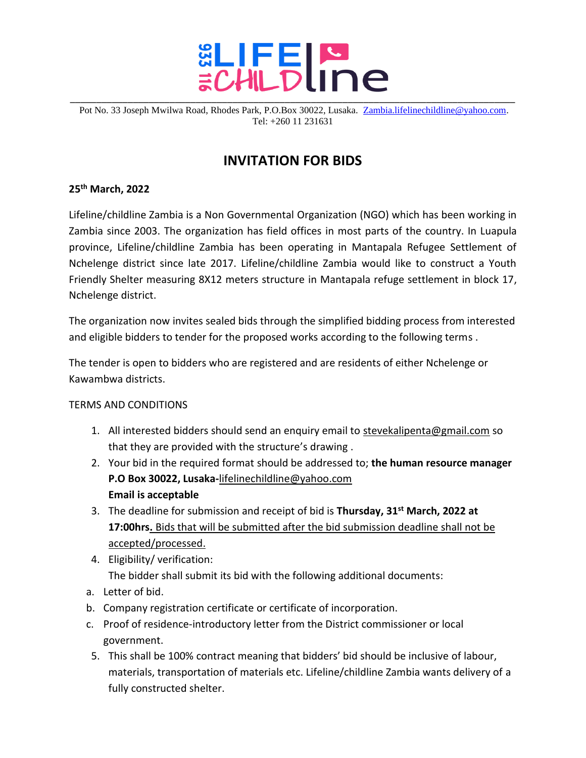Pot No. 33 Joseph Mwilwa Road, Rhodes Park, P.O.Box 30022, Lusaka. Zambia.lifelinechildline@yahoo.com.
Tel: +260 11 231631

# INVITATION FOR BIDS

**25th March, 2022**

Lifeline/childline Zambia is a Non Governmental Organization (NGO) which has been working in Zambia since 2003. The organization has field offices in most parts of the country. In Luapula province, Lifeline/childline Zambia has been operating in Mantapala Refugee Settlement of Nchelenge district since late 2017. Lifeline/childline Zambia would like to construct a Youth Friendly Shelter measuring 8X12 meters structure in Mantapala refuge settlement in block 17, Nchelenge district.

The organization now invites sealed bids through the simplified bidding process from interested and eligible bidders to tender for the proposed works according to the following terms .

The tender is open to bidders who are registered and are residents of either Nchelenge or Kawambwa districts.

TERMS AND CONDITIONS

1. All interested bidders should send an enquiry email to stevekalipenta@gmail.com so that they are provided with the structure's drawing .
2. Your bid in the required format should be addressed to; **the human resource manager P.O Box 30022, Lusaka-**lifelinechildline@yahoo.com
   **Email is acceptable**
3. The deadline for submission and receipt of bid is **Thursday, 31st March, 2022 at 17:00hrs.** Bids that will be submitted after the bid submission deadline shall not be accepted/processed.
4. Eligibility/ verification:
   The bidder shall submit its bid with the following additional documents:

a. Letter of bid.
b. Company registration certificate or certificate of incorporation.
c. Proof of residence-introductory letter from the District commissioner or local government.

5. This shall be 100% contract meaning that bidders' bid should be inclusive of labour, materials, transportation of materials etc. Lifeline/childline Zambia wants delivery of a fully constructed shelter.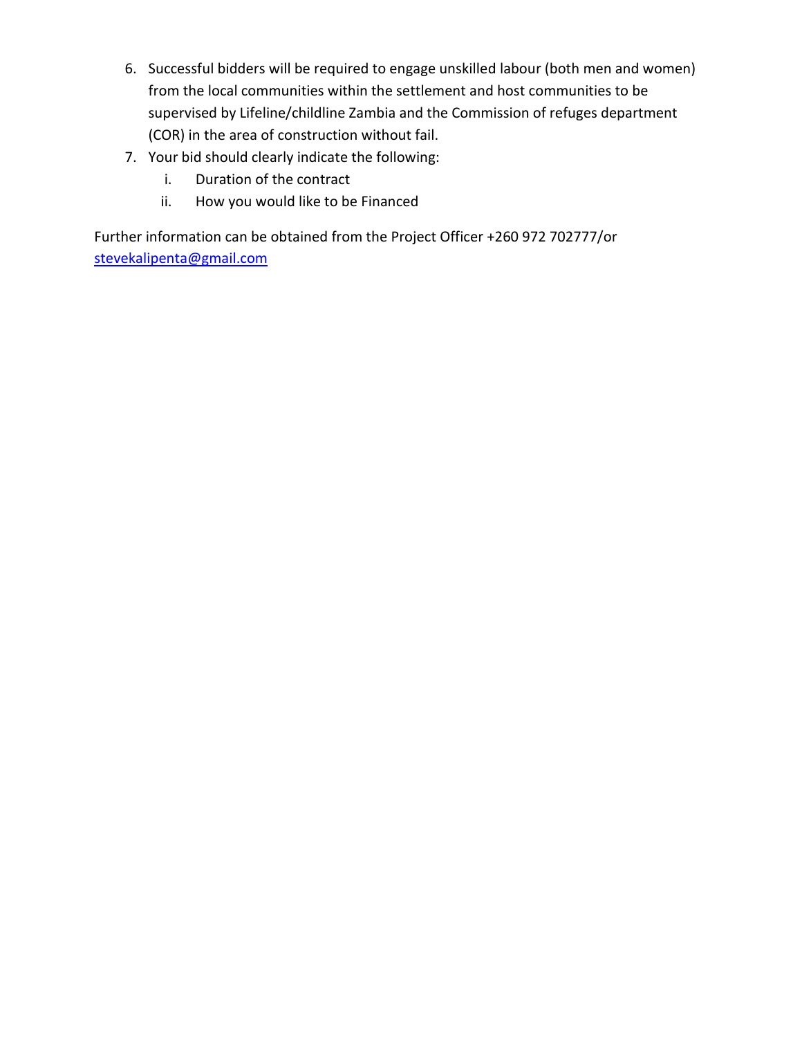6. Successful bidders will be required to engage unskilled labour (both men and women) from the local communities within the settlement and host communities to be supervised by Lifeline/childline Zambia and the Commission of refuges department (COR) in the area of construction without fail.
7. Your bid should clearly indicate the following:
   i. Duration of the contract
   ii. How you would like to be Financed

Further information can be obtained from the Project Officer +260 972 702777/or stevekalipenta@gmail.com